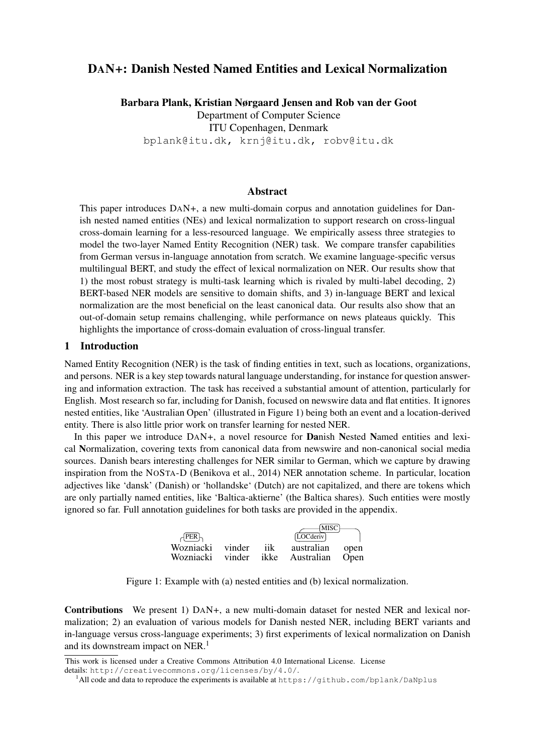# DAN+: Danish Nested Named Entities and Lexical Normalization

**Barbara Plank, Kristian Nørgaard Jensen and Rob van der Goot**
Department of Computer Science
ITU Copenhagen, Denmark
bplank@itu.dk, krnj@itu.dk, robv@itu.dk

## Abstract

This paper introduces DAN+, a new multi-domain corpus and annotation guidelines for Danish nested named entities (NEs) and lexical normalization to support research on cross-lingual cross-domain learning for a less-resourced language. We empirically assess three strategies to model the two-layer Named Entity Recognition (NER) task. We compare transfer capabilities from German versus in-language annotation from scratch. We examine language-specific versus multilingual BERT, and study the effect of lexical normalization on NER. Our results show that 1) the most robust strategy is multi-task learning which is rivaled by multi-label decoding, 2) BERT-based NER models are sensitive to domain shifts, and 3) in-language BERT and lexical normalization are the most beneficial on the least canonical data. Our results also show that an out-of-domain setup remains challenging, while performance on news plateaus quickly. This highlights the importance of cross-domain evaluation of cross-lingual transfer.

## 1 Introduction

Named Entity Recognition (NER) is the task of finding entities in text, such as locations, organizations, and persons. NER is a key step towards natural language understanding, for instance for question answering and information extraction. The task has received a substantial amount of attention, particularly for English. Most research so far, including for Danish, focused on newswire data and flat entities. It ignores nested entities, like 'Australian Open' (illustrated in Figure 1) being both an event and a location-derived entity. There is also little prior work on transfer learning for nested NER.

In this paper we introduce DAN+, a novel resource for **Da**nish **N**ested **N**amed entities and lexical **N**ormalization, covering texts from canonical data from newswire and non-canonical social media sources. Danish bears interesting challenges for NER similar to German, which we capture by drawing inspiration from the NOSTA-D (Benikova et al., 2014) NER annotation scheme. In particular, location adjectives like 'dansk' (Danish) or 'hollandske' (Dutch) are not capitalized, and there are tokens which are only partially named entities, like 'Baltica-aktierne' (the Baltica shares). Such entities were mostly ignored so far. Full annotation guidelines for both tasks are provided in the appendix.

| PER | | | LOCderiv / MISC | MISC |
|---|---|---|---|---|
| Wozniacki | vinder | iik | australian | open |
| Wozniacki | vinder | ikke | Australian | Open |

Figure 1: Example with (a) nested entities and (b) lexical normalization.

**Contributions** We present 1) DAN+, a new multi-domain dataset for nested NER and lexical normalization; 2) an evaluation of various models for Danish nested NER, including BERT variants and in-language versus cross-language experiments; 3) first experiments of lexical normalization on Danish and its downstream impact on NER.[1]

This work is licensed under a Creative Commons Attribution 4.0 International License. License details: http://creativecommons.org/licenses/by/4.0/.

[1]All code and data to reproduce the experiments is available at https://github.com/bplank/DaNplus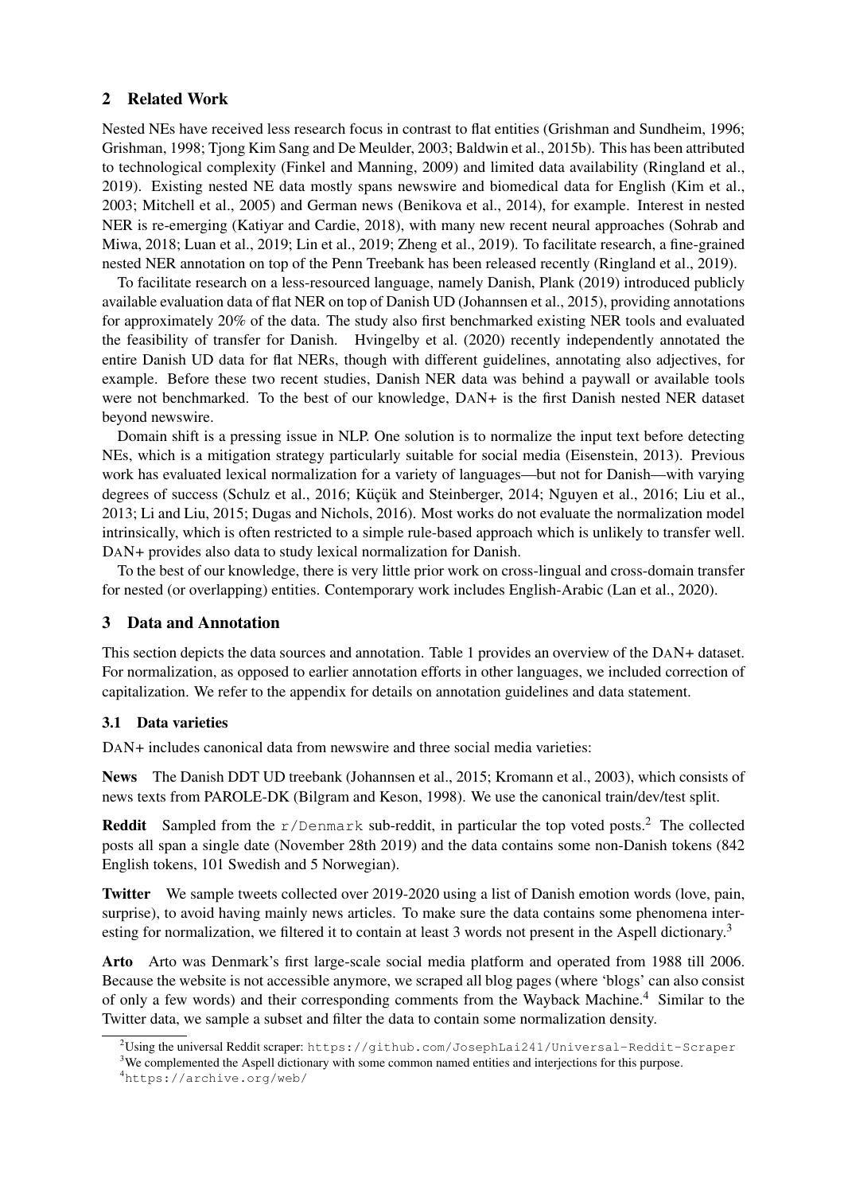## 2 Related Work

Nested NEs have received less research focus in contrast to flat entities (Grishman and Sundheim, 1996; Grishman, 1998; Tjong Kim Sang and De Meulder, 2003; Baldwin et al., 2015b). This has been attributed to technological complexity (Finkel and Manning, 2009) and limited data availability (Ringland et al., 2019). Existing nested NE data mostly spans newswire and biomedical data for English (Kim et al., 2003; Mitchell et al., 2005) and German news (Benikova et al., 2014), for example. Interest in nested NER is re-emerging (Katiyar and Cardie, 2018), with many new recent neural approaches (Sohrab and Miwa, 2018; Luan et al., 2019; Lin et al., 2019; Zheng et al., 2019). To facilitate research, a fine-grained nested NER annotation on top of the Penn Treebank has been released recently (Ringland et al., 2019).

To facilitate research on a less-resourced language, namely Danish, Plank (2019) introduced publicly available evaluation data of flat NER on top of Danish UD (Johannsen et al., 2015), providing annotations for approximately 20% of the data. The study also first benchmarked existing NER tools and evaluated the feasibility of transfer for Danish. Hvingelby et al. (2020) recently independently annotated the entire Danish UD data for flat NERs, though with different guidelines, annotating also adjectives, for example. Before these two recent studies, Danish NER data was behind a paywall or available tools were not benchmarked. To the best of our knowledge, DAN+ is the first Danish nested NER dataset beyond newswire.

Domain shift is a pressing issue in NLP. One solution is to normalize the input text before detecting NEs, which is a mitigation strategy particularly suitable for social media (Eisenstein, 2013). Previous work has evaluated lexical normalization for a variety of languages—but not for Danish—with varying degrees of success (Schulz et al., 2016; Küçük and Steinberger, 2014; Nguyen et al., 2016; Liu et al., 2013; Li and Liu, 2015; Dugas and Nichols, 2016). Most works do not evaluate the normalization model intrinsically, which is often restricted to a simple rule-based approach which is unlikely to transfer well. DAN+ provides also data to study lexical normalization for Danish.

To the best of our knowledge, there is very little prior work on cross-lingual and cross-domain transfer for nested (or overlapping) entities. Contemporary work includes English-Arabic (Lan et al., 2020).

## 3 Data and Annotation

This section depicts the data sources and annotation. Table 1 provides an overview of the DAN+ dataset. For normalization, as opposed to earlier annotation efforts in other languages, we included correction of capitalization. We refer to the appendix for details on annotation guidelines and data statement.

### 3.1 Data varieties

DAN+ includes canonical data from newswire and three social media varieties:

**News** The Danish DDT UD treebank (Johannsen et al., 2015; Kromann et al., 2003), which consists of news texts from PAROLE-DK (Bilgram and Keson, 1998). We use the canonical train/dev/test split.

**Reddit** Sampled from the `r/Denmark` sub-reddit, in particular the top voted posts.[2] The collected posts all span a single date (November 28th 2019) and the data contains some non-Danish tokens (842 English tokens, 101 Swedish and 5 Norwegian).

**Twitter** We sample tweets collected over 2019-2020 using a list of Danish emotion words (love, pain, surprise), to avoid having mainly news articles. To make sure the data contains some phenomena interesting for normalization, we filtered it to contain at least 3 words not present in the Aspell dictionary.[3]

**Arto** Arto was Denmark's first large-scale social media platform and operated from 1988 till 2006. Because the website is not accessible anymore, we scraped all blog pages (where 'blogs' can also consist of only a few words) and their corresponding comments from the Wayback Machine.[4] Similar to the Twitter data, we sample a subset and filter the data to contain some normalization density.

[2]Using the universal Reddit scraper: `https://github.com/JosephLai241/Universal-Reddit-Scraper`

[3]We complemented the Aspell dictionary with some common named entities and interjections for this purpose.

[4]`https://archive.org/web/`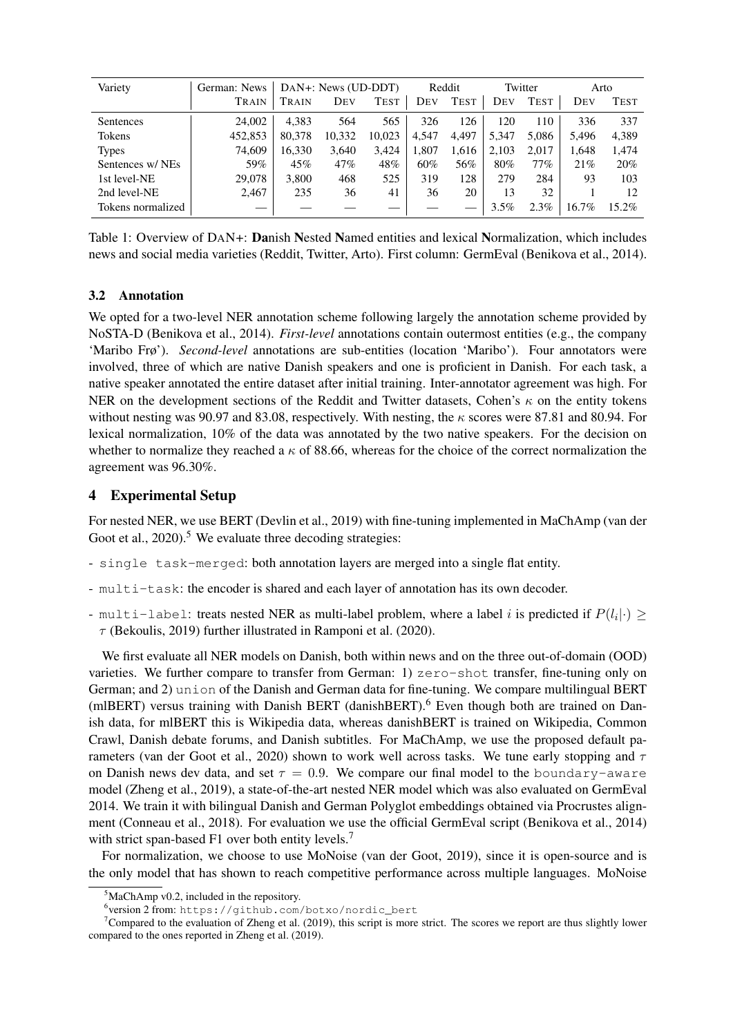| Variety | German: News | DAN+: News (UD-DDT) | | | Reddit | | Twitter | | Arto | |
|---|---|---|---|---|---|---|---|---|---|---|
| | TRAIN | TRAIN | DEV | TEST | DEV | TEST | DEV | TEST | DEV | TEST |
| Sentences | 24,002 | 4,383 | 564 | 565 | 326 | 126 | 120 | 110 | 336 | 337 |
| Tokens | 452,853 | 80,378 | 10,332 | 10,023 | 4,547 | 4,497 | 5,347 | 5,086 | 5,496 | 4,389 |
| Types | 74,609 | 16,330 | 3,640 | 3,424 | 1,807 | 1,616 | 2,103 | 2,017 | 1,648 | 1,474 |
| Sentences w/ NEs | 59% | 45% | 47% | 48% | 60% | 56% | 80% | 77% | 21% | 20% |
| 1st level-NE | 29,078 | 3,800 | 468 | 525 | 319 | 128 | 279 | 284 | 93 | 103 |
| 2nd level-NE | 2,467 | 235 | 36 | 41 | 36 | 20 | 13 | 32 | 1 | 12 |
| Tokens normalized | — | — | — | — | — | — | 3.5% | 2.3% | 16.7% | 15.2% |

Table 1: Overview of DAN+: **Da**nish **N**ested **N**amed entities and lexical **N**ormalization, which includes news and social media varieties (Reddit, Twitter, Arto). First column: GermEval (Benikova et al., 2014).

### 3.2 Annotation

We opted for a two-level NER annotation scheme following largely the annotation scheme provided by NoSTA-D (Benikova et al., 2014). *First-level* annotations contain outermost entities (e.g., the company 'Maribo Frø'). *Second-level* annotations are sub-entities (location 'Maribo'). Four annotators were involved, three of which are native Danish speakers and one is proficient in Danish. For each task, a native speaker annotated the entire dataset after initial training. Inter-annotator agreement was high. For NER on the development sections of the Reddit and Twitter datasets, Cohen's $\kappa$ on the entity tokens without nesting was 90.97 and 83.08, respectively. With nesting, the $\kappa$ scores were 87.81 and 80.94. For lexical normalization, 10% of the data was annotated by the two native speakers. For the decision on whether to normalize they reached a $\kappa$ of 88.66, whereas for the choice of the correct normalization the agreement was 96.30%.

## 4 Experimental Setup

For nested NER, we use BERT (Devlin et al., 2019) with fine-tuning implemented in MaChAmp (van der Goot et al., 2020).[5] We evaluate three decoding strategies:

- `single task-merged`: both annotation layers are merged into a single flat entity.
- `multi-task`: the encoder is shared and each layer of annotation has its own decoder.
- `multi-label`: treats nested NER as multi-label problem, where a label $i$ is predicted if $P(l_i|\cdot) \geq \tau$ (Bekoulis, 2019) further illustrated in Ramponi et al. (2020).

We first evaluate all NER models on Danish, both within news and on the three out-of-domain (OOD) varieties. We further compare to transfer from German: 1) `zero-shot` transfer, fine-tuning only on German; and 2) `union` of the Danish and German data for fine-tuning. We compare multilingual BERT (mlBERT) versus training with Danish BERT (danishBERT).[6] Even though both are trained on Danish data, for mlBERT this is Wikipedia data, whereas danishBERT is trained on Wikipedia, Common Crawl, Danish debate forums, and Danish subtitles. For MaChAmp, we use the proposed default parameters (van der Goot et al., 2020) shown to work well across tasks. We tune early stopping and $\tau$ on Danish news dev data, and set $\tau = 0.9$. We compare our final model to the `boundary-aware` model (Zheng et al., 2019), a state-of-the-art nested NER model which was also evaluated on GermEval 2014. We train it with bilingual Danish and German Polyglot embeddings obtained via Procrustes alignment (Conneau et al., 2018). For evaluation we use the official GermEval script (Benikova et al., 2014) with strict span-based F1 over both entity levels.[7]

For normalization, we choose to use MoNoise (van der Goot, 2019), since it is open-source and is the only model that has shown to reach competitive performance across multiple languages. MoNoise

[5] MaChAmp v0.2, included in the repository.

[6] version 2 from: `https://github.com/botxo/nordic_bert`

[7] Compared to the evaluation of Zheng et al. (2019), this script is more strict. The scores we report are thus slightly lower compared to the ones reported in Zheng et al. (2019).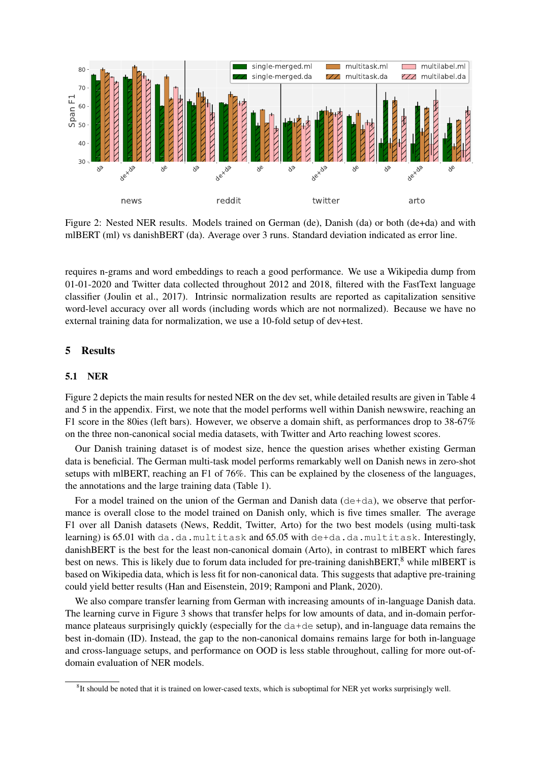Figure 2: Nested NER results. Models trained on German (de), Danish (da) or both (de+da) and with mlBERT (ml) vs danishBERT (da). Average over 3 runs. Standard deviation indicated as error line.

requires n-grams and word embeddings to reach a good performance. We use a Wikipedia dump from 01-01-2020 and Twitter data collected throughout 2012 and 2018, filtered with the FastText language classifier (Joulin et al., 2017). Intrinsic normalization results are reported as capitalization sensitive word-level accuracy over all words (including words which are not normalized). Because we have no external training data for normalization, we use a 10-fold setup of dev+test.

## 5 Results

### 5.1 NER

Figure 2 depicts the main results for nested NER on the dev set, while detailed results are given in Table 4 and 5 in the appendix. First, we note that the model performs well within Danish newswire, reaching an F1 score in the 80ies (left bars). However, we observe a domain shift, as performances drop to 38-67% on the three non-canonical social media datasets, with Twitter and Arto reaching lowest scores.

Our Danish training dataset is of modest size, hence the question arises whether existing German data is beneficial. The German multi-task model performs remarkably well on Danish news in zero-shot setups with mlBERT, reaching an F1 of 76%. This can be explained by the closeness of the languages, the annotations and the large training data (Table 1).

For a model trained on the union of the German and Danish data (`de+da`), we observe that performance is overall close to the model trained on Danish only, which is five times smaller. The average F1 over all Danish datasets (News, Reddit, Twitter, Arto) for the two best models (using multi-task learning) is 65.01 with `da.da.multitask` and 65.05 with `de+da.da.multitask`. Interestingly, danishBERT is the best for the least non-canonical domain (Arto), in contrast to mlBERT which fares best on news. This is likely due to forum data included for pre-training danishBERT,[8] while mlBERT is based on Wikipedia data, which is less fit for non-canonical data. This suggests that adaptive pre-training could yield better results (Han and Eisenstein, 2019; Ramponi and Plank, 2020).

We also compare transfer learning from German with increasing amounts of in-language Danish data. The learning curve in Figure 3 shows that transfer helps for low amounts of data, and in-domain performance plateaus surprisingly quickly (especially for the `da+de` setup), and in-language data remains the best in-domain (ID). Instead, the gap to the non-canonical domains remains large for both in-language and cross-language setups, and performance on OOD is less stable throughout, calling for more out-of-domain evaluation of NER models.

[8] It should be noted that it is trained on lower-cased texts, which is suboptimal for NER yet works surprisingly well.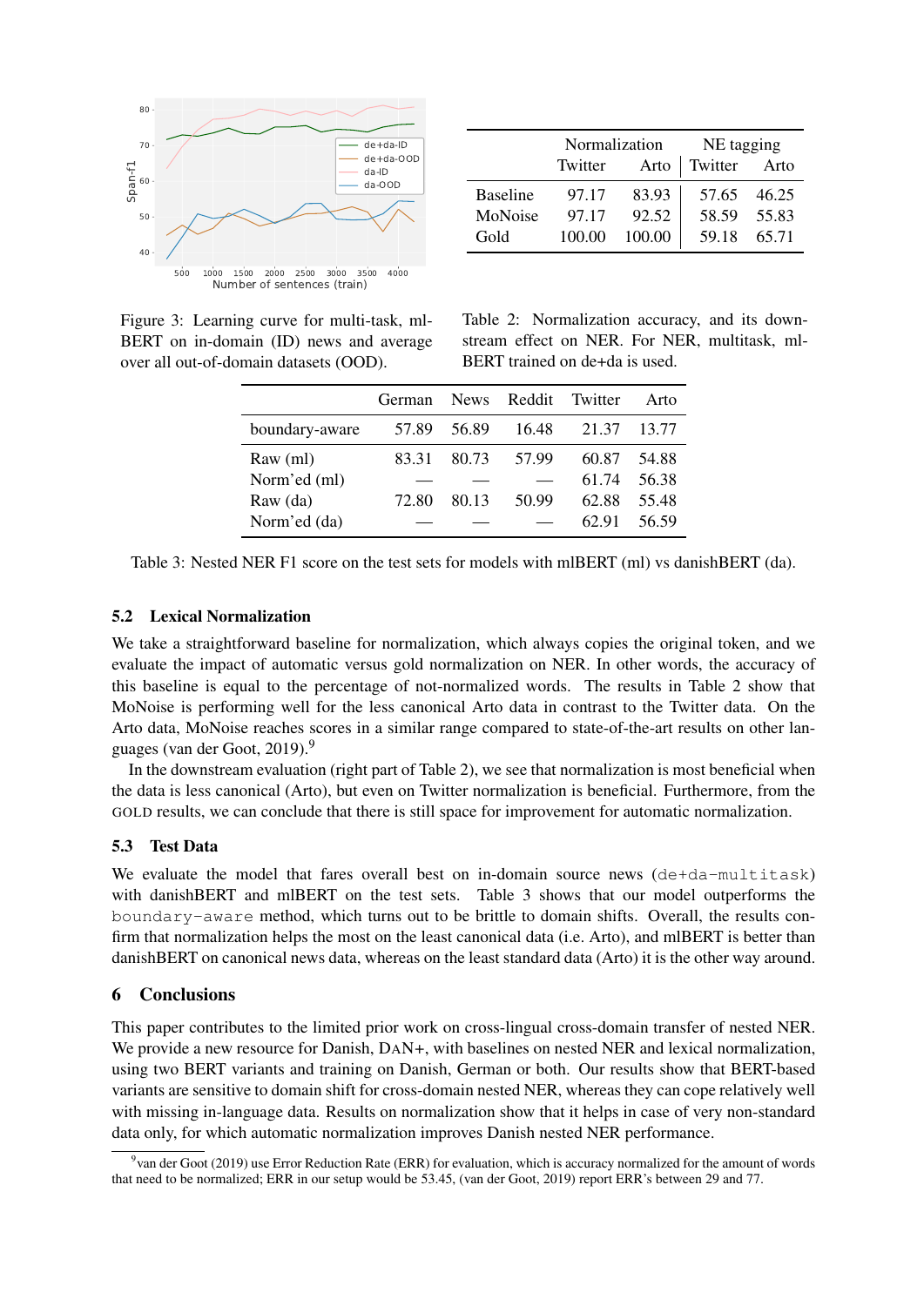Figure 3: Learning curve for multi-task, ml-BERT on in-domain (ID) news and average over all out-of-domain datasets (OOD).

| | Normalization | | NE tagging | |
|---|---|---|---|---|
| | Twitter | Arto | Twitter | Arto |
| Baseline | 97.17 | 83.93 | 57.65 | 46.25 |
| MoNoise | 97.17 | 92.52 | 58.59 | 55.83 |
| Gold | 100.00 | 100.00 | 59.18 | 65.71 |

Table 2: Normalization accuracy, and its downstream effect on NER. For NER, multitask, ml-BERT trained on de+da is used.

| | German | News | Reddit | Twitter | Arto |
|---|---|---|---|---|---|
| boundary-aware | 57.89 | 56.89 | 16.48 | 21.37 | 13.77 |
| Raw (ml) | 83.31 | 80.73 | 57.99 | 60.87 | 54.88 |
| Norm'ed (ml) | — | — | — | 61.74 | 56.38 |
| Raw (da) | 72.80 | 80.13 | 50.99 | 62.88 | 55.48 |
| Norm'ed (da) | — | — | — | 62.91 | 56.59 |

Table 3: Nested NER F1 score on the test sets for models with mlBERT (ml) vs danishBERT (da).

### 5.2 Lexical Normalization

We take a straightforward baseline for normalization, which always copies the original token, and we evaluate the impact of automatic versus gold normalization on NER. In other words, the accuracy of this baseline is equal to the percentage of not-normalized words. The results in Table 2 show that MoNoise is performing well for the less canonical Arto data in contrast to the Twitter data. On the Arto data, MoNoise reaches scores in a similar range compared to state-of-the-art results on other languages (van der Goot, 2019).[9]

In the downstream evaluation (right part of Table 2), we see that normalization is most beneficial when the data is less canonical (Arto), but even on Twitter normalization is beneficial. Furthermore, from the GOLD results, we can conclude that there is still space for improvement for automatic normalization.

### 5.3 Test Data

We evaluate the model that fares overall best on in-domain source news (`de+da-multitask`) with danishBERT and mlBERT on the test sets. Table 3 shows that our model outperforms the `boundary-aware` method, which turns out to be brittle to domain shifts. Overall, the results confirm that normalization helps the most on the least canonical data (i.e. Arto), and mlBERT is better than danishBERT on canonical news data, whereas on the least standard data (Arto) it is the other way around.

## 6 Conclusions

This paper contributes to the limited prior work on cross-lingual cross-domain transfer of nested NER. We provide a new resource for Danish, DAN+, with baselines on nested NER and lexical normalization, using two BERT variants and training on Danish, German or both. Our results show that BERT-based variants are sensitive to domain shift for cross-domain nested NER, whereas they can cope relatively well with missing in-language data. Results on normalization show that it helps in case of very non-standard data only, for which automatic normalization improves Danish nested NER performance.

[9] van der Goot (2019) use Error Reduction Rate (ERR) for evaluation, which is accuracy normalized for the amount of words that need to be normalized; ERR in our setup would be 53.45, (van der Goot, 2019) report ERR's between 29 and 77.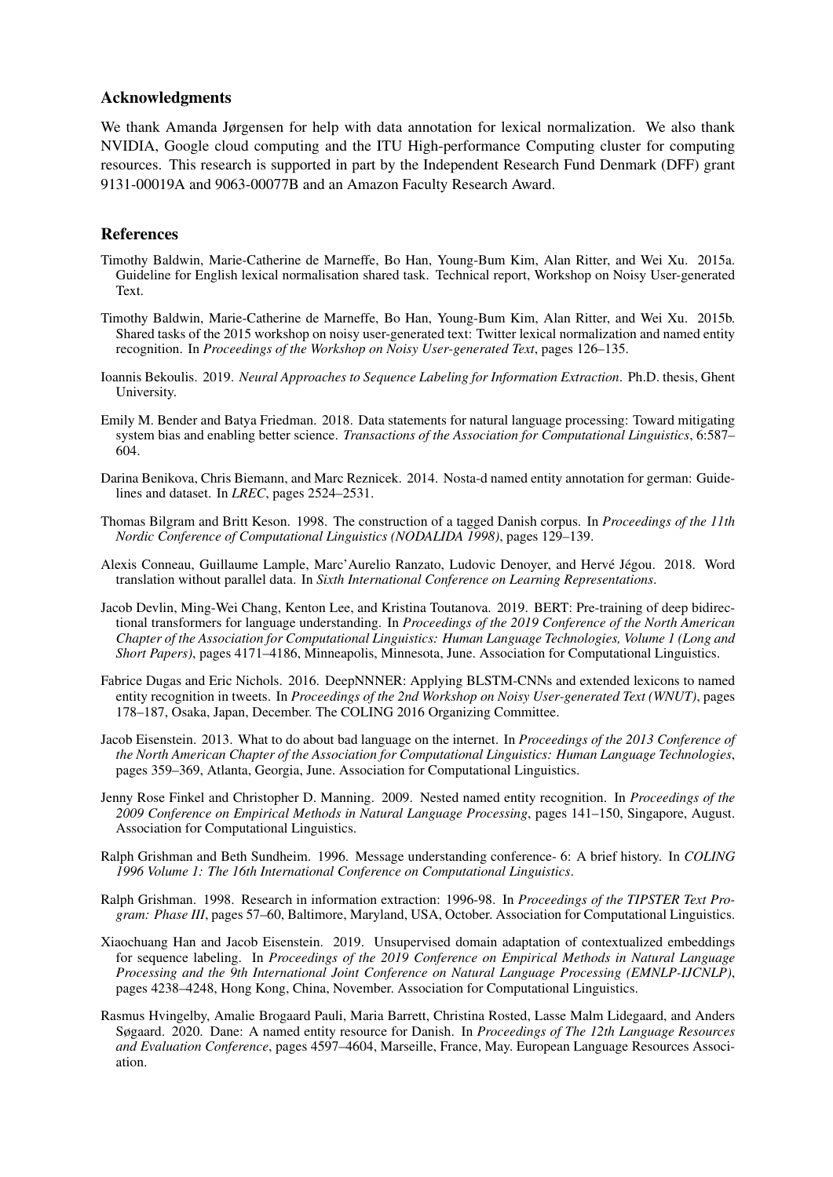## Acknowledgments

We thank Amanda Jørgensen for help with data annotation for lexical normalization. We also thank NVIDIA, Google cloud computing and the ITU High-performance Computing cluster for computing resources. This research is supported in part by the Independent Research Fund Denmark (DFF) grant 9131-00019A and 9063-00077B and an Amazon Faculty Research Award.

## References

Timothy Baldwin, Marie-Catherine de Marneffe, Bo Han, Young-Bum Kim, Alan Ritter, and Wei Xu. 2015a. Guideline for English lexical normalisation shared task. Technical report, Workshop on Noisy User-generated Text.

Timothy Baldwin, Marie-Catherine de Marneffe, Bo Han, Young-Bum Kim, Alan Ritter, and Wei Xu. 2015b. Shared tasks of the 2015 workshop on noisy user-generated text: Twitter lexical normalization and named entity recognition. In *Proceedings of the Workshop on Noisy User-generated Text*, pages 126–135.

Ioannis Bekoulis. 2019. *Neural Approaches to Sequence Labeling for Information Extraction*. Ph.D. thesis, Ghent University.

Emily M. Bender and Batya Friedman. 2018. Data statements for natural language processing: Toward mitigating system bias and enabling better science. *Transactions of the Association for Computational Linguistics*, 6:587–604.

Darina Benikova, Chris Biemann, and Marc Reznicek. 2014. Nosta-d named entity annotation for german: Guidelines and dataset. In *LREC*, pages 2524–2531.

Thomas Bilgram and Britt Keson. 1998. The construction of a tagged Danish corpus. In *Proceedings of the 11th Nordic Conference of Computational Linguistics (NODALIDA 1998)*, pages 129–139.

Alexis Conneau, Guillaume Lample, Marc'Aurelio Ranzato, Ludovic Denoyer, and Hervé Jégou. 2018. Word translation without parallel data. In *Sixth International Conference on Learning Representations*.

Jacob Devlin, Ming-Wei Chang, Kenton Lee, and Kristina Toutanova. 2019. BERT: Pre-training of deep bidirectional transformers for language understanding. In *Proceedings of the 2019 Conference of the North American Chapter of the Association for Computational Linguistics: Human Language Technologies, Volume 1 (Long and Short Papers)*, pages 4171–4186, Minneapolis, Minnesota, June. Association for Computational Linguistics.

Fabrice Dugas and Eric Nichols. 2016. DeepNNNER: Applying BLSTM-CNNs and extended lexicons to named entity recognition in tweets. In *Proceedings of the 2nd Workshop on Noisy User-generated Text (WNUT)*, pages 178–187, Osaka, Japan, December. The COLING 2016 Organizing Committee.

Jacob Eisenstein. 2013. What to do about bad language on the internet. In *Proceedings of the 2013 Conference of the North American Chapter of the Association for Computational Linguistics: Human Language Technologies*, pages 359–369, Atlanta, Georgia, June. Association for Computational Linguistics.

Jenny Rose Finkel and Christopher D. Manning. 2009. Nested named entity recognition. In *Proceedings of the 2009 Conference on Empirical Methods in Natural Language Processing*, pages 141–150, Singapore, August. Association for Computational Linguistics.

Ralph Grishman and Beth Sundheim. 1996. Message understanding conference- 6: A brief history. In *COLING 1996 Volume 1: The 16th International Conference on Computational Linguistics*.

Ralph Grishman. 1998. Research in information extraction: 1996-98. In *Proceedings of the TIPSTER Text Program: Phase III*, pages 57–60, Baltimore, Maryland, USA, October. Association for Computational Linguistics.

Xiaochuang Han and Jacob Eisenstein. 2019. Unsupervised domain adaptation of contextualized embeddings for sequence labeling. In *Proceedings of the 2019 Conference on Empirical Methods in Natural Language Processing and the 9th International Joint Conference on Natural Language Processing (EMNLP-IJCNLP)*, pages 4238–4248, Hong Kong, China, November. Association for Computational Linguistics.

Rasmus Hvingelby, Amalie Brogaard Pauli, Maria Barrett, Christina Rosted, Lasse Malm Lidegaard, and Anders Søgaard. 2020. Dane: A named entity resource for Danish. In *Proceedings of The 12th Language Resources and Evaluation Conference*, pages 4597–4604, Marseille, France, May. European Language Resources Association.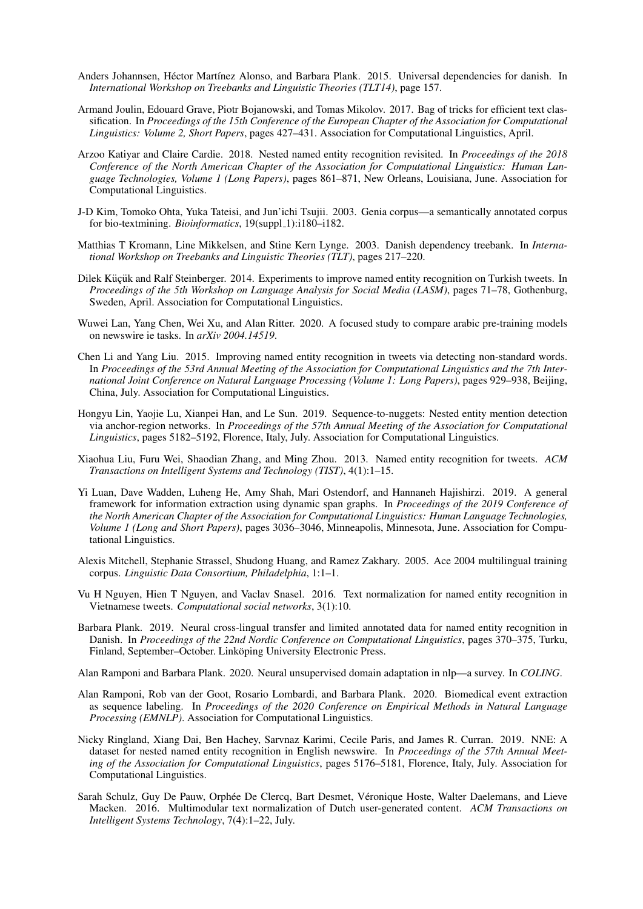Anders Johannsen, Héctor Martínez Alonso, and Barbara Plank. 2015. Universal dependencies for danish. In *International Workshop on Treebanks and Linguistic Theories (TLT14)*, page 157.

Armand Joulin, Edouard Grave, Piotr Bojanowski, and Tomas Mikolov. 2017. Bag of tricks for efficient text classification. In *Proceedings of the 15th Conference of the European Chapter of the Association for Computational Linguistics: Volume 2, Short Papers*, pages 427–431. Association for Computational Linguistics, April.

Arzoo Katiyar and Claire Cardie. 2018. Nested named entity recognition revisited. In *Proceedings of the 2018 Conference of the North American Chapter of the Association for Computational Linguistics: Human Language Technologies, Volume 1 (Long Papers)*, pages 861–871, New Orleans, Louisiana, June. Association for Computational Linguistics.

J-D Kim, Tomoko Ohta, Yuka Tateisi, and Jun'ichi Tsujii. 2003. Genia corpus—a semantically annotated corpus for bio-textmining. *Bioinformatics*, 19(suppl_1):i180–i182.

Matthias T Kromann, Line Mikkelsen, and Stine Kern Lynge. 2003. Danish dependency treebank. In *International Workshop on Treebanks and Linguistic Theories (TLT)*, pages 217–220.

Dilek Küçük and Ralf Steinberger. 2014. Experiments to improve named entity recognition on Turkish tweets. In *Proceedings of the 5th Workshop on Language Analysis for Social Media (LASM)*, pages 71–78, Gothenburg, Sweden, April. Association for Computational Linguistics.

Wuwei Lan, Yang Chen, Wei Xu, and Alan Ritter. 2020. A focused study to compare arabic pre-training models on newswire ie tasks. In *arXiv 2004.14519*.

Chen Li and Yang Liu. 2015. Improving named entity recognition in tweets via detecting non-standard words. In *Proceedings of the 53rd Annual Meeting of the Association for Computational Linguistics and the 7th International Joint Conference on Natural Language Processing (Volume 1: Long Papers)*, pages 929–938, Beijing, China, July. Association for Computational Linguistics.

Hongyu Lin, Yaojie Lu, Xianpei Han, and Le Sun. 2019. Sequence-to-nuggets: Nested entity mention detection via anchor-region networks. In *Proceedings of the 57th Annual Meeting of the Association for Computational Linguistics*, pages 5182–5192, Florence, Italy, July. Association for Computational Linguistics.

Xiaohua Liu, Furu Wei, Shaodian Zhang, and Ming Zhou. 2013. Named entity recognition for tweets. *ACM Transactions on Intelligent Systems and Technology (TIST)*, 4(1):1–15.

Yi Luan, Dave Wadden, Luheng He, Amy Shah, Mari Ostendorf, and Hannaneh Hajishirzi. 2019. A general framework for information extraction using dynamic span graphs. In *Proceedings of the 2019 Conference of the North American Chapter of the Association for Computational Linguistics: Human Language Technologies, Volume 1 (Long and Short Papers)*, pages 3036–3046, Minneapolis, Minnesota, June. Association for Computational Linguistics.

Alexis Mitchell, Stephanie Strassel, Shudong Huang, and Ramez Zakhary. 2005. Ace 2004 multilingual training corpus. *Linguistic Data Consortium, Philadelphia*, 1:1–1.

Vu H Nguyen, Hien T Nguyen, and Vaclav Snasel. 2016. Text normalization for named entity recognition in Vietnamese tweets. *Computational social networks*, 3(1):10.

Barbara Plank. 2019. Neural cross-lingual transfer and limited annotated data for named entity recognition in Danish. In *Proceedings of the 22nd Nordic Conference on Computational Linguistics*, pages 370–375, Turku, Finland, September–October. Linköping University Electronic Press.

Alan Ramponi and Barbara Plank. 2020. Neural unsupervised domain adaptation in nlp—a survey. In *COLING*.

Alan Ramponi, Rob van der Goot, Rosario Lombardi, and Barbara Plank. 2020. Biomedical event extraction as sequence labeling. In *Proceedings of the 2020 Conference on Empirical Methods in Natural Language Processing (EMNLP)*. Association for Computational Linguistics.

Nicky Ringland, Xiang Dai, Ben Hachey, Sarvnaz Karimi, Cecile Paris, and James R. Curran. 2019. NNE: A dataset for nested named entity recognition in English newswire. In *Proceedings of the 57th Annual Meeting of the Association for Computational Linguistics*, pages 5176–5181, Florence, Italy, July. Association for Computational Linguistics.

Sarah Schulz, Guy De Pauw, Orphée De Clercq, Bart Desmet, Véronique Hoste, Walter Daelemans, and Lieve Macken. 2016. Multimodular text normalization of Dutch user-generated content. *ACM Transactions on Intelligent Systems Technology*, 7(4):1–22, July.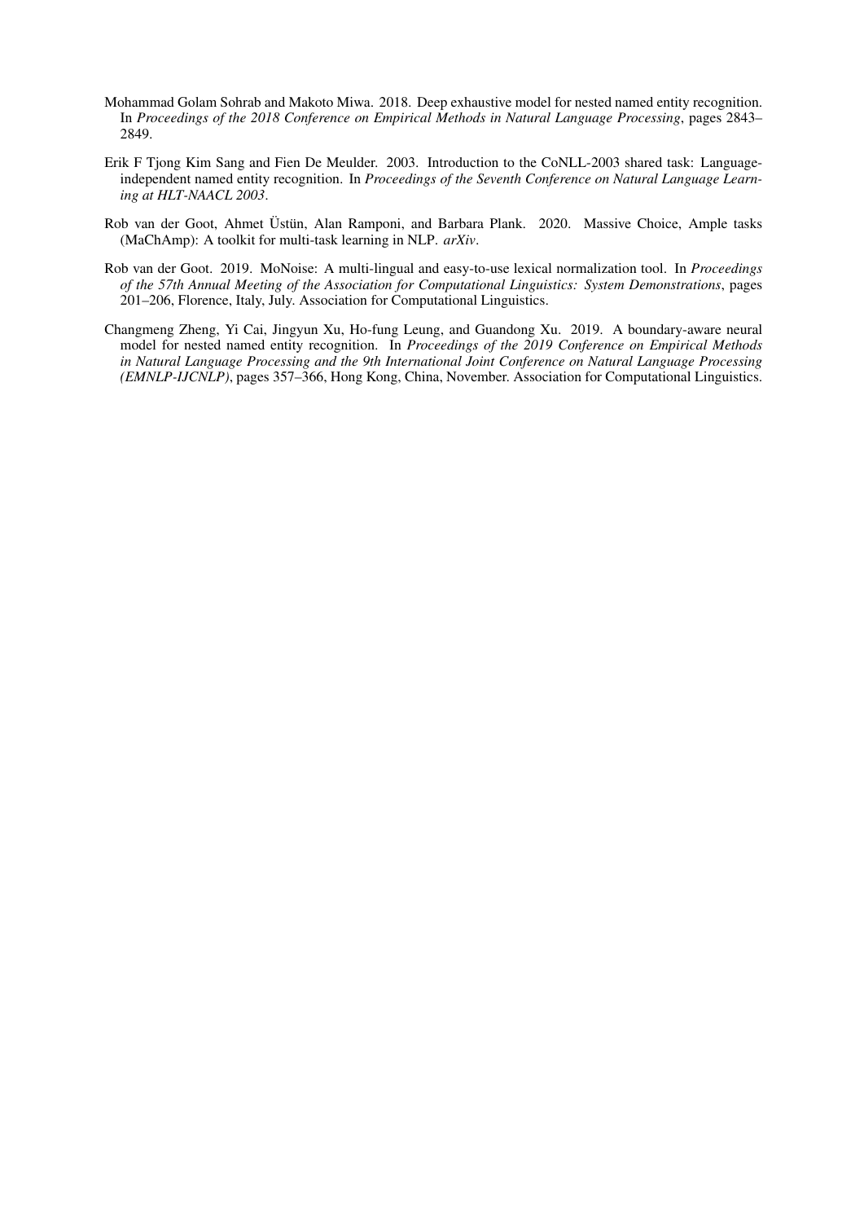Mohammad Golam Sohrab and Makoto Miwa. 2018. Deep exhaustive model for nested named entity recognition. In *Proceedings of the 2018 Conference on Empirical Methods in Natural Language Processing*, pages 2843–2849.

Erik F Tjong Kim Sang and Fien De Meulder. 2003. Introduction to the CoNLL-2003 shared task: Language-independent named entity recognition. In *Proceedings of the Seventh Conference on Natural Language Learning at HLT-NAACL 2003*.

Rob van der Goot, Ahmet Üstün, Alan Ramponi, and Barbara Plank. 2020. Massive Choice, Ample tasks (MaChAmp): A toolkit for multi-task learning in NLP. *arXiv*.

Rob van der Goot. 2019. MoNoise: A multi-lingual and easy-to-use lexical normalization tool. In *Proceedings of the 57th Annual Meeting of the Association for Computational Linguistics: System Demonstrations*, pages 201–206, Florence, Italy, July. Association for Computational Linguistics.

Changmeng Zheng, Yi Cai, Jingyun Xu, Ho-fung Leung, and Guandong Xu. 2019. A boundary-aware neural model for nested named entity recognition. In *Proceedings of the 2019 Conference on Empirical Methods in Natural Language Processing and the 9th International Joint Conference on Natural Language Processing (EMNLP-IJCNLP)*, pages 357–366, Hong Kong, China, November. Association for Computational Linguistics.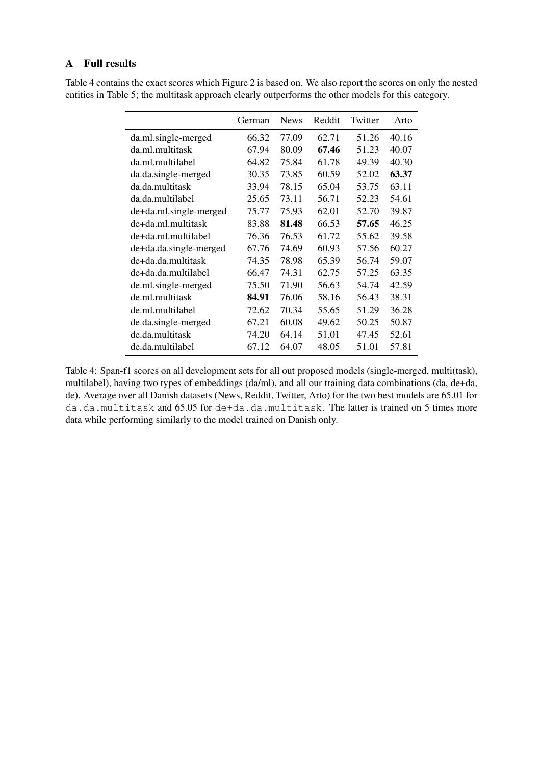## A Full results

Table 4 contains the exact scores which Figure 2 is based on. We also report the scores on only the nested entities in Table 5; the multitask approach clearly outperforms the other models for this category.

| | German | News | Reddit | Twitter | Arto |
|---|---|---|---|---|---|
| da.ml.single-merged | 66.32 | 77.09 | 62.71 | 51.26 | 40.16 |
| da.ml.multitask | 67.94 | 80.09 | **67.46** | 51.23 | 40.07 |
| da.ml.multilabel | 64.82 | 75.84 | 61.78 | 49.39 | 40.30 |
| da.da.single-merged | 30.35 | 73.85 | 60.59 | 52.02 | **63.37** |
| da.da.multitask | 33.94 | 78.15 | 65.04 | 53.75 | 63.11 |
| da.da.multilabel | 25.65 | 73.11 | 56.71 | 52.23 | 54.61 |
| de+da.ml.single-merged | 75.77 | 75.93 | 62.01 | 52.70 | 39.87 |
| de+da.ml.multitask | 83.88 | **81.48** | 66.53 | **57.65** | 46.25 |
| de+da.ml.multilabel | 76.36 | 76.53 | 61.72 | 55.62 | 39.58 |
| de+da.da.single-merged | 67.76 | 74.69 | 60.93 | 57.56 | 60.27 |
| de+da.da.multitask | 74.35 | 78.98 | 65.39 | 56.74 | 59.07 |
| de+da.da.multilabel | 66.47 | 74.31 | 62.75 | 57.25 | 63.35 |
| de.ml.single-merged | 75.50 | 71.90 | 56.63 | 54.74 | 42.59 |
| de.ml.multitask | **84.91** | 76.06 | 58.16 | 56.43 | 38.31 |
| de.ml.multilabel | 72.62 | 70.34 | 55.65 | 51.29 | 36.28 |
| de.da.single-merged | 67.21 | 60.08 | 49.62 | 50.25 | 50.87 |
| de.da.multitask | 74.20 | 64.14 | 51.01 | 47.45 | 52.61 |
| de.da.multilabel | 67.12 | 64.07 | 48.05 | 51.01 | 57.81 |

Table 4: Span-f1 scores on all development sets for all out proposed models (single-merged, multi(task), multilabel), having two types of embeddings (da/ml), and all our training data combinations (da, de+da, de). Average over all Danish datasets (News, Reddit, Twitter, Arto) for the two best models are 65.01 for `da.da.multitask` and 65.05 for `de+da.da.multitask`. The latter is trained on 5 times more data while performing similarly to the model trained on Danish only.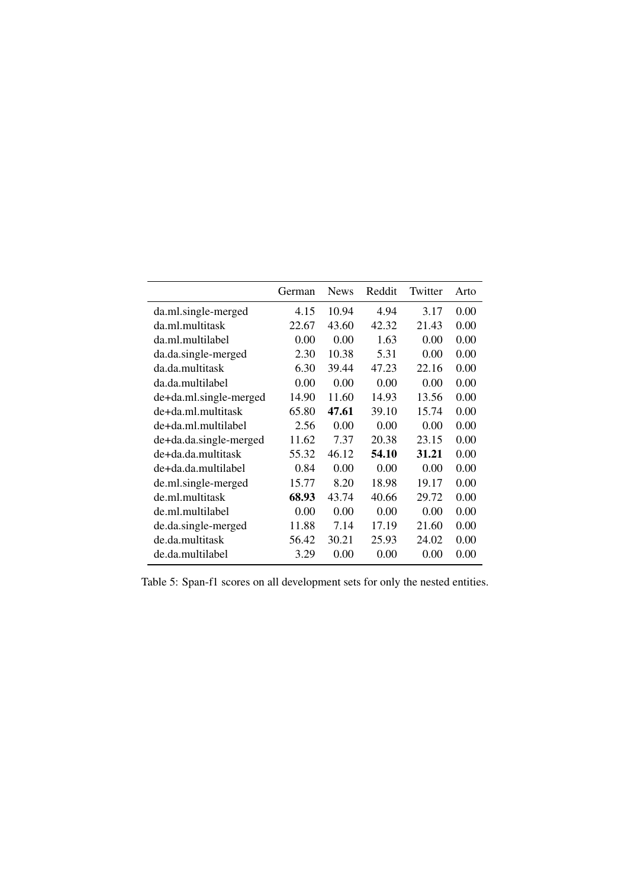|  | German | News | Reddit | Twitter | Arto |
|---|---|---|---|---|---|
| da.ml.single-merged | 4.15 | 10.94 | 4.94 | 3.17 | 0.00 |
| da.ml.multitask | 22.67 | 43.60 | 42.32 | 21.43 | 0.00 |
| da.ml.multilabel | 0.00 | 0.00 | 1.63 | 0.00 | 0.00 |
| da.da.single-merged | 2.30 | 10.38 | 5.31 | 0.00 | 0.00 |
| da.da.multitask | 6.30 | 39.44 | 47.23 | 22.16 | 0.00 |
| da.da.multilabel | 0.00 | 0.00 | 0.00 | 0.00 | 0.00 |
| de+da.ml.single-merged | 14.90 | 11.60 | 14.93 | 13.56 | 0.00 |
| de+da.ml.multitask | 65.80 | **47.61** | 39.10 | 15.74 | 0.00 |
| de+da.ml.multilabel | 2.56 | 0.00 | 0.00 | 0.00 | 0.00 |
| de+da.da.single-merged | 11.62 | 7.37 | 20.38 | 23.15 | 0.00 |
| de+da.da.multitask | 55.32 | 46.12 | **54.10** | **31.21** | 0.00 |
| de+da.da.multilabel | 0.84 | 0.00 | 0.00 | 0.00 | 0.00 |
| de.ml.single-merged | 15.77 | 8.20 | 18.98 | 19.17 | 0.00 |
| de.ml.multitask | **68.93** | 43.74 | 40.66 | 29.72 | 0.00 |
| de.ml.multilabel | 0.00 | 0.00 | 0.00 | 0.00 | 0.00 |
| de.da.single-merged | 11.88 | 7.14 | 17.19 | 21.60 | 0.00 |
| de.da.multitask | 56.42 | 30.21 | 25.93 | 24.02 | 0.00 |
| de.da.multilabel | 3.29 | 0.00 | 0.00 | 0.00 | 0.00 |

Table 5: Span-f1 scores on all development sets for only the nested entities.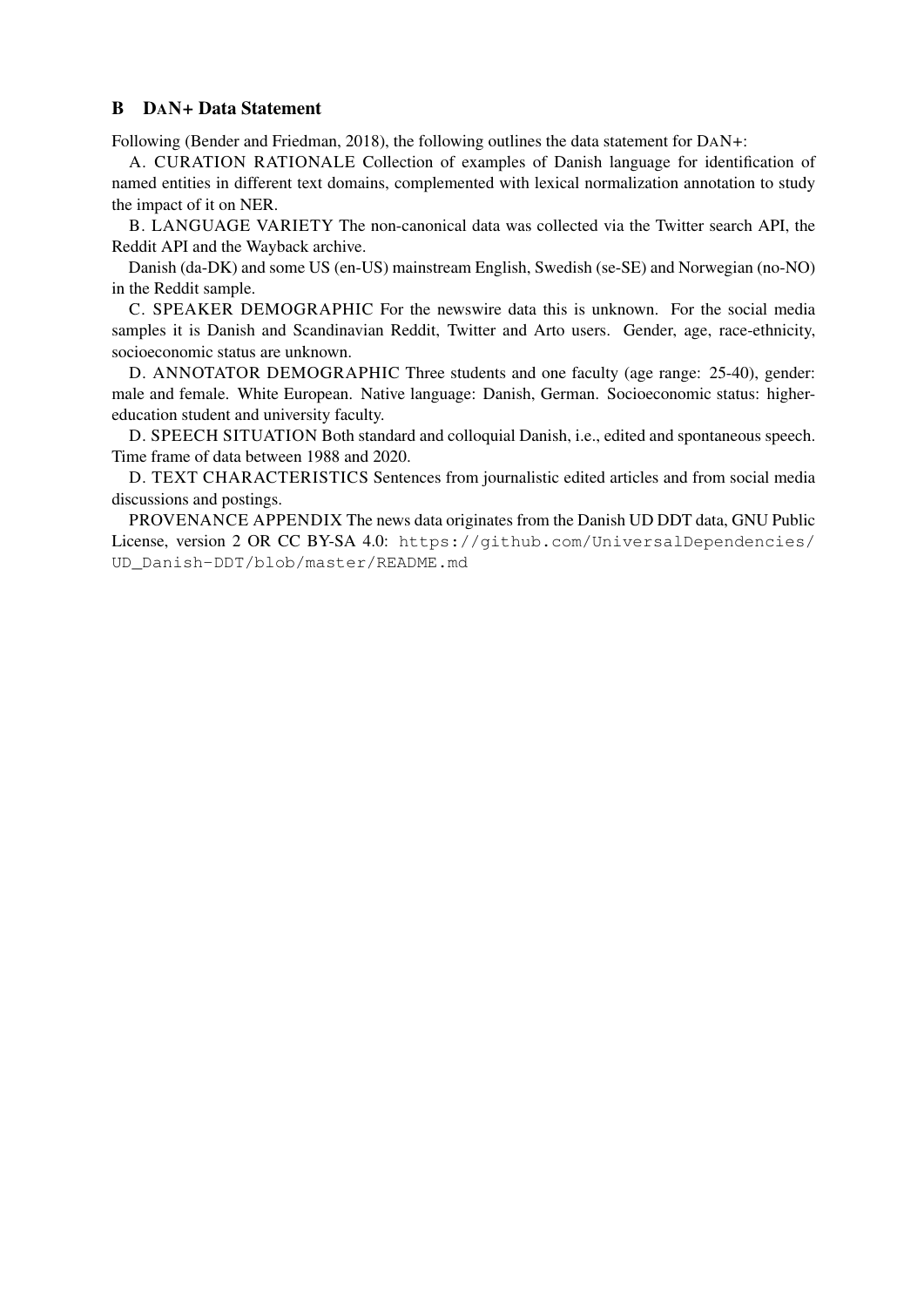## B DAN+ Data Statement

Following (Bender and Friedman, 2018), the following outlines the data statement for DAN+:

A. CURATION RATIONALE Collection of examples of Danish language for identification of named entities in different text domains, complemented with lexical normalization annotation to study the impact of it on NER.

B. LANGUAGE VARIETY The non-canonical data was collected via the Twitter search API, the Reddit API and the Wayback archive.

Danish (da-DK) and some US (en-US) mainstream English, Swedish (se-SE) and Norwegian (no-NO) in the Reddit sample.

C. SPEAKER DEMOGRAPHIC For the newswire data this is unknown. For the social media samples it is Danish and Scandinavian Reddit, Twitter and Arto users. Gender, age, race-ethnicity, socioeconomic status are unknown.

D. ANNOTATOR DEMOGRAPHIC Three students and one faculty (age range: 25-40), gender: male and female. White European. Native language: Danish, German. Socioeconomic status: higher-education student and university faculty.

D. SPEECH SITUATION Both standard and colloquial Danish, i.e., edited and spontaneous speech. Time frame of data between 1988 and 2020.

D. TEXT CHARACTERISTICS Sentences from journalistic edited articles and from social media discussions and postings.

PROVENANCE APPENDIX The news data originates from the Danish UD DDT data, GNU Public License, version 2 OR CC BY-SA 4.0: `https://github.com/UniversalDependencies/UD_Danish-DDT/blob/master/README.md`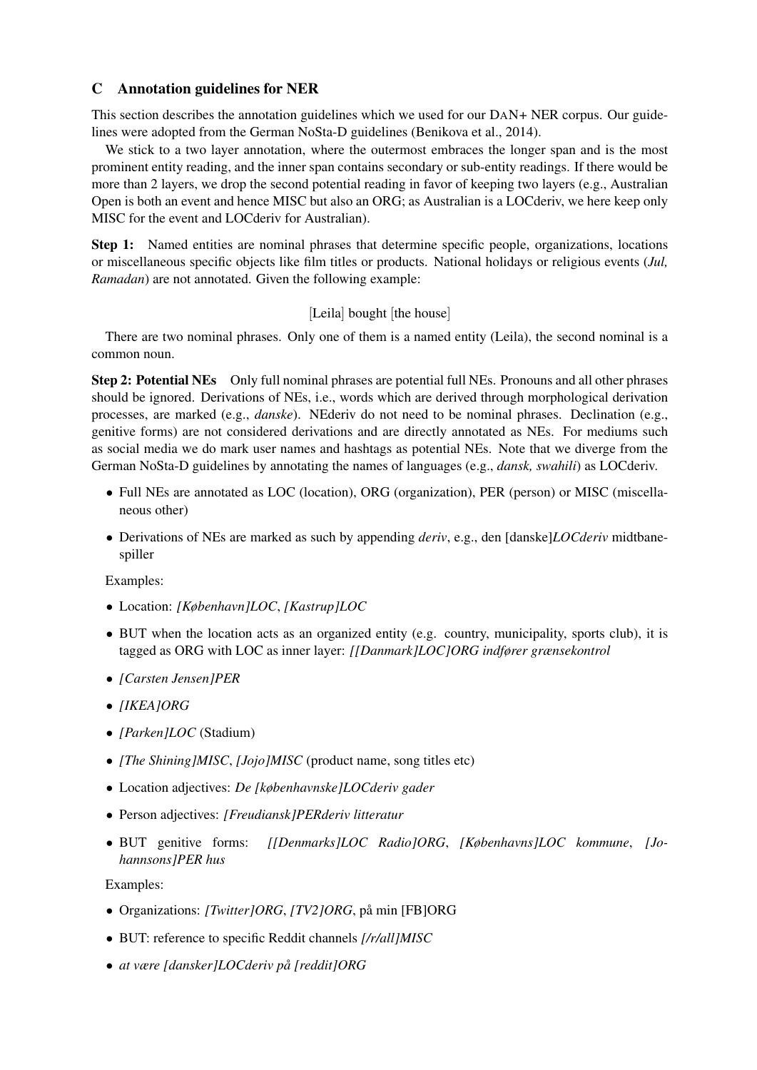## C Annotation guidelines for NER

This section describes the annotation guidelines which we used for our DAN+ NER corpus. Our guidelines were adopted from the German NoSta-D guidelines (Benikova et al., 2014).

We stick to a two layer annotation, where the outermost embraces the longer span and is the most prominent entity reading, and the inner span contains secondary or sub-entity readings. If there would be more than 2 layers, we drop the second potential reading in favor of keeping two layers (e.g., Australian Open is both an event and hence MISC but also an ORG; as Australian is a LOCderiv, we here keep only MISC for the event and LOCderiv for Australian).

**Step 1:** Named entities are nominal phrases that determine specific people, organizations, locations or miscellaneous specific objects like film titles or products. National holidays or religious events (*Jul, Ramadan*) are not annotated. Given the following example:

[Leila] bought [the house]

There are two nominal phrases. Only one of them is a named entity (Leila), the second nominal is a common noun.

**Step 2: Potential NEs** Only full nominal phrases are potential full NEs. Pronouns and all other phrases should be ignored. Derivations of NEs, i.e., words which are derived through morphological derivation processes, are marked (e.g., *danske*). NEderiv do not need to be nominal phrases. Declination (e.g., genitive forms) are not considered derivations and are directly annotated as NEs. For mediums such as social media we do mark user names and hashtags as potential NEs. Note that we diverge from the German NoSta-D guidelines by annotating the names of languages (e.g., *dansk, swahili*) as LOCderiv.

- Full NEs are annotated as LOC (location), ORG (organization), PER (person) or MISC (miscellaneous other)
- Derivations of NEs are marked as such by appending *deriv*, e.g., den [danske]*LOCderiv* midtbanespiller

Examples:

- Location: *[København]LOC*, *[Kastrup]LOC*
- BUT when the location acts as an organized entity (e.g. country, municipality, sports club), it is tagged as ORG with LOC as inner layer: *[[Danmark]LOC]ORG indfører grænsekontrol*
- *[Carsten Jensen]PER*
- *[IKEA]ORG*
- *[Parken]LOC* (Stadium)
- *[The Shining]MISC*, *[Jojo]MISC* (product name, song titles etc)
- Location adjectives: *De [københavnske]LOCderiv gader*
- Person adjectives: *[Freudiansk]PERderiv litteratur*
- BUT genitive forms: *[[Denmarks]LOC Radio]ORG*, *[Københavns]LOC kommune*, *[Johannsons]PER hus*

Examples:

- Organizations: *[Twitter]ORG*, *[TV2]ORG*, på min [FB]ORG
- BUT: reference to specific Reddit channels *[/r/all]MISC*
- *at være [dansker]LOCderiv på [reddit]ORG*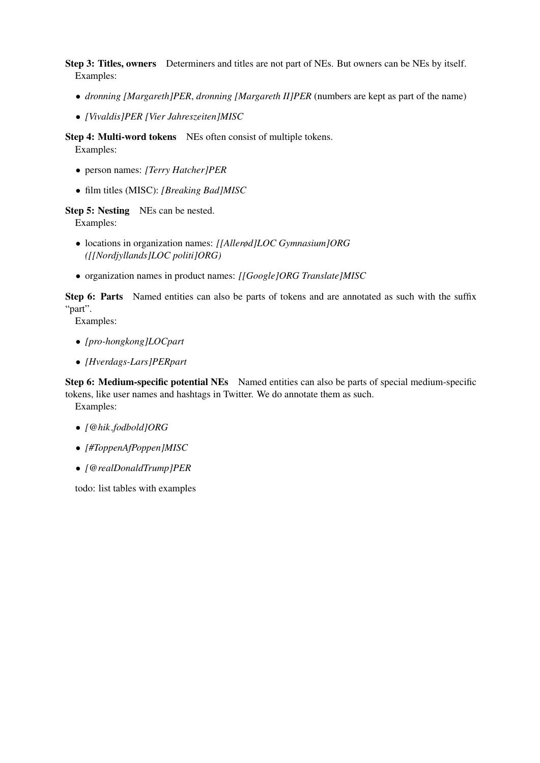**Step 3: Titles, owners** Determiners and titles are not part of NEs. But owners can be NEs by itself. Examples:

- *dronning [Margareth]PER*, *dronning [Margareth II]PER* (numbers are kept as part of the name)
- *[Vivaldis]PER [Vier Jahreszeiten]MISC*

**Step 4: Multi-word tokens** NEs often consist of multiple tokens. Examples:

- person names: *[Terry Hatcher]PER*
- film titles (MISC): *[Breaking Bad]MISC*

**Step 5: Nesting** NEs can be nested. Examples:

- locations in organization names: *[[Allerød]LOC Gymnasium]ORG ([[Nordjyllands]LOC politi]ORG)*
- organization names in product names: *[[Google]ORG Translate]MISC*

**Step 6: Parts** Named entities can also be parts of tokens and are annotated as such with the suffix "part". Examples:

- *[pro-hongkong]LOCpart*
- *[Hverdags-Lars]PERpart*

**Step 6: Medium-specific potential NEs** Named entities can also be parts of special medium-specific tokens, like user names and hashtags in Twitter. We do annotate them as such. Examples:

- *[@hik_fodbold]ORG*
- *[#ToppenAfPoppen]MISC*
- *[@realDonaldTrump]PER*

todo: list tables with examples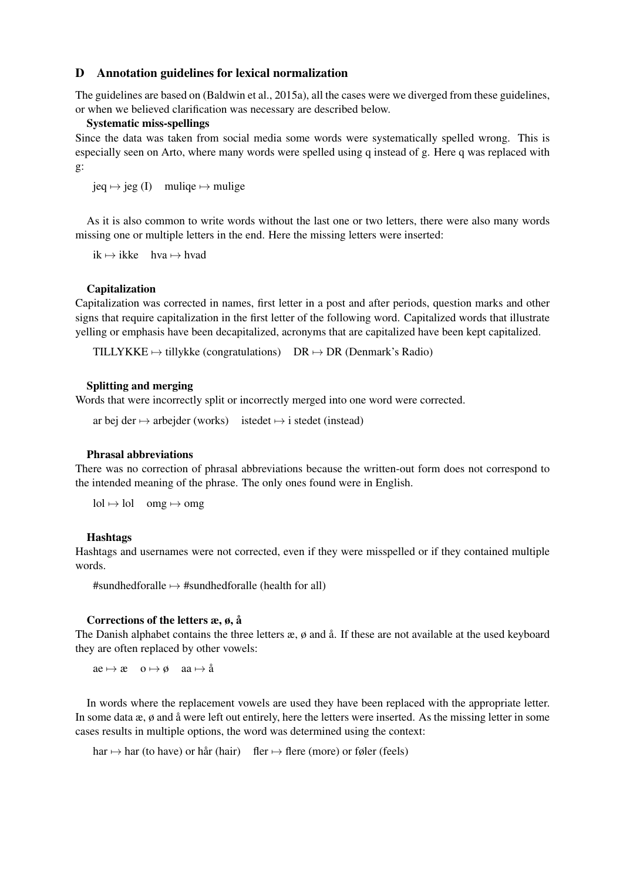## D Annotation guidelines for lexical normalization

The guidelines are based on (Baldwin et al., 2015a), all the cases were we diverged from these guidelines, or when we believed clarification was necessary are described below.

**Systematic miss-spellings**

Since the data was taken from social media some words were systematically spelled wrong. This is especially seen on Arto, where many words were spelled using q instead of g. Here q was replaced with g:

jeq ↦ jeg (I)  muliqe ↦ mulige

As it is also common to write words without the last one or two letters, there were also many words missing one or multiple letters in the end. Here the missing letters were inserted:

ik ↦ ikke  hva ↦ hvad

**Capitalization**

Capitalization was corrected in names, first letter in a post and after periods, question marks and other signs that require capitalization in the first letter of the following word. Capitalized words that illustrate yelling or emphasis have been decapitalized, acronyms that are capitalized have been kept capitalized.

TILLYKKE ↦ tillykke (congratulations)  DR ↦ DR (Denmark's Radio)

**Splitting and merging**

Words that were incorrectly split or incorrectly merged into one word were corrected.

ar bej der ↦ arbejder (works)  istedet ↦ i stedet (instead)

**Phrasal abbreviations**

There was no correction of phrasal abbreviations because the written-out form does not correspond to the intended meaning of the phrase. The only ones found were in English.

lol ↦ lol  omg ↦ omg

**Hashtags**

Hashtags and usernames were not corrected, even if they were misspelled or if they contained multiple words.

#sundhedforalle ↦ #sundhedforalle (health for all)

**Corrections of the letters æ, ø, å**

The Danish alphabet contains the three letters æ, ø and å. If these are not available at the used keyboard they are often replaced by other vowels:

ae ↦ æ  o ↦ ø  aa ↦ å

In words where the replacement vowels are used they have been replaced with the appropriate letter. In some data æ, ø and å were left out entirely, here the letters were inserted. As the missing letter in some cases results in multiple options, the word was determined using the context:

har ↦ har (to have) or hår (hair)  fler ↦ flere (more) or føler (feels)